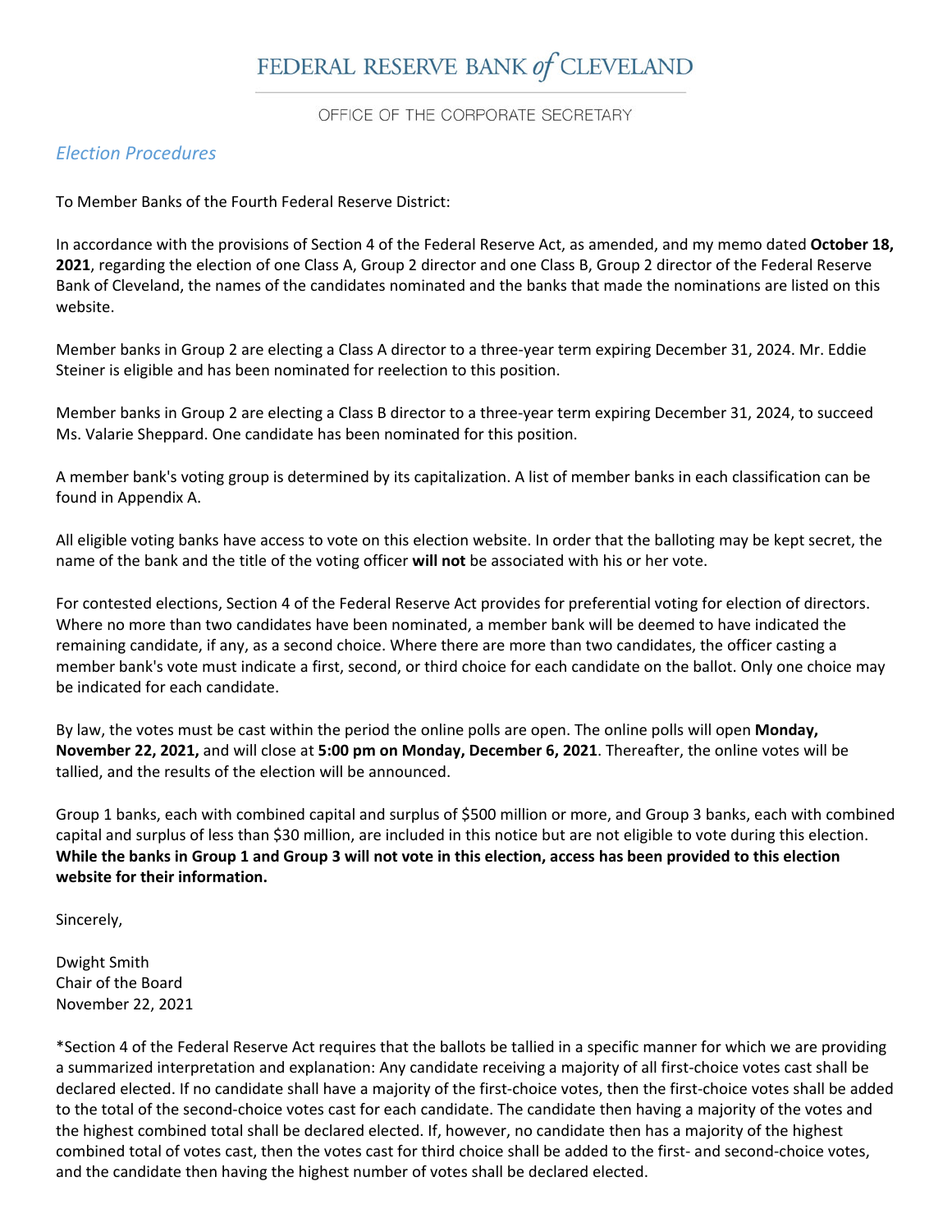# FEDERAL RESERVE BANK *of* CLEVELAND

OFFICE OF THE CORPORATE SECRETARY

## *Election Procedures*

To Member Banks of the Fourth Federal Reserve District:

In accordance with the provisions of Section 4 of the Federal Reserve Act, as amended, and my memo dated **October 18, 2021**, regarding the election of one Class A, Group 2 director and one Class B, Group 2 director of the Federal Reserve Bank of Cleveland, the names of the candidates nominated and the banks that made the nominations are listed on this website.

Member banks in Group 2 are electing a Class A director to a three-year term expiring December 31, 2024. Mr. Eddie Steiner is eligible and has been nominated for reelection to this position.

Member banks in Group 2 are electing a Class B director to a three-year term expiring December 31, 2024, to succeed Ms. Valarie Sheppard. One candidate has been nominated for this position.

A member bank's voting group is determined by its capitalization. A list of member banks in each classification can be found in Appendix A.

All eligible voting banks have access to vote on this election website. In order that the balloting may be kept secret, the name of the bank and the title of the voting officer **will not** be associated with his or her vote.

For contested elections, Section 4 of the Federal Reserve Act provides for preferential voting for election of directors. Where no more than two candidates have been nominated, a member bank will be deemed to have indicated the remaining candidate, if any, as a second choice. Where there are more than two candidates, the officer casting a member bank's vote must indicate a first, second, or third choice for each candidate on the ballot. Only one choice may be indicated for each candidate.

By law, the votes must be cast within the period the online polls are open. The online polls will open **Monday, November 22, 2021,** and will close at **5:00 pm on Monday, December 6, 2021**. Thereafter, the online votes will be tallied, and the results of the election will be announced.

Group 1 banks, each with combined capital and surplus of $500 million or more, and Group 3 banks, each with combined capital and surplus of less than $30 million, are included in this notice but are not eligible to vote during this election. **While the banks in Group 1 and Group 3 will not vote in this election, access has been provided to this election website for their information.**

Sincerely,

Dwight Smith
Chair of the Board
November 22, 2021

*Section 4 of the Federal Reserve Act requires that the ballots be tallied in a specific manner for which we are providing a summarized interpretation and explanation: Any candidate receiving a majority of all first-choice votes cast shall be declared elected. If no candidate shall have a majority of the first-choice votes, then the first-choice votes shall be added to the total of the second-choice votes cast for each candidate. The candidate then having a majority of the votes and the highest combined total shall be declared elected. If, however, no candidate then has a majority of the highest combined total of votes cast, then the votes cast for third choice shall be added to the first- and second-choice votes, and the candidate then having the highest number of votes shall be declared elected.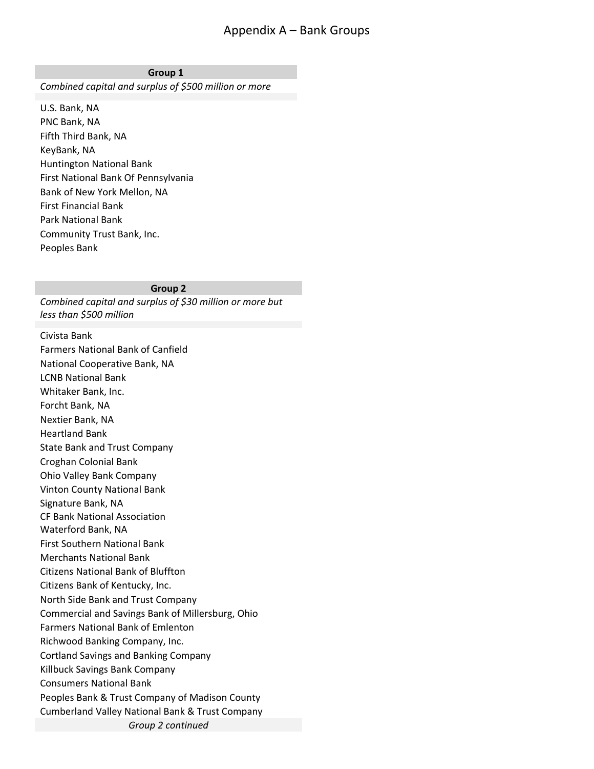# Appendix A – Bank Groups

| Group 1 |
| --- |
| *Combined capital and surplus of $500 million or more* |
| U.S. Bank, NA |
| PNC Bank, NA |
| Fifth Third Bank, NA |
| KeyBank, NA |
| Huntington National Bank |
| First National Bank Of Pennsylvania |
| Bank of New York Mellon, NA |
| First Financial Bank |
| Park National Bank |
| Community Trust Bank, Inc. |
| Peoples Bank |

| Group 2 |
| --- |
| *Combined capital and surplus of $30 million or more but less than $500 million* |
| Civista Bank |
| Farmers National Bank of Canfield |
| National Cooperative Bank, NA |
| LCNB National Bank |
| Whitaker Bank, Inc. |
| Forcht Bank, NA |
| Nextier Bank, NA |
| Heartland Bank |
| State Bank and Trust Company |
| Croghan Colonial Bank |
| Ohio Valley Bank Company |
| Vinton County National Bank |
| Signature Bank, NA |
| CF Bank National Association |
| Waterford Bank, NA |
| First Southern National Bank |
| Merchants National Bank |
| Citizens National Bank of Bluffton |
| Citizens Bank of Kentucky, Inc. |
| North Side Bank and Trust Company |
| Commercial and Savings Bank of Millersburg, Ohio |
| Farmers National Bank of Emlenton |
| Richwood Banking Company, Inc. |
| Cortland Savings and Banking Company |
| Killbuck Savings Bank Company |
| Consumers National Bank |
| Peoples Bank & Trust Company of Madison County |
| Cumberland Valley National Bank & Trust Company |
| *Group 2 continued* |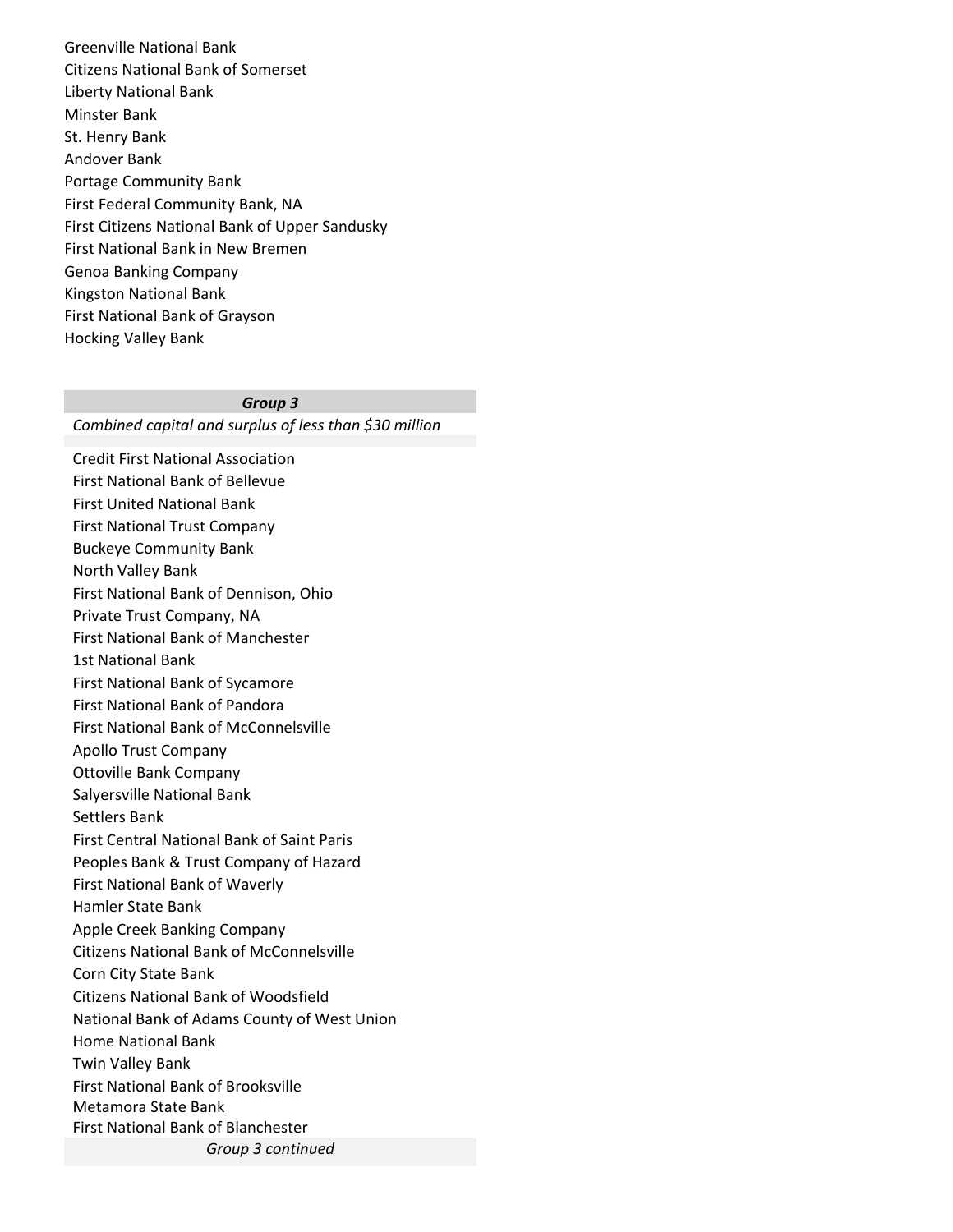Greenville National Bank
Citizens National Bank of Somerset
Liberty National Bank
Minster Bank
St. Henry Bank
Andover Bank
Portage Community Bank
First Federal Community Bank, NA
First Citizens National Bank of Upper Sandusky
First National Bank in New Bremen
Genoa Banking Company
Kingston National Bank
First National Bank of Grayson
Hocking Valley Bank

| ***Group 3*** |
| --- |
| *Combined capital and surplus of less than $30 million* |
| Credit First National Association |
| First National Bank of Bellevue |
| First United National Bank |
| First National Trust Company |
| Buckeye Community Bank |
| North Valley Bank |
| First National Bank of Dennison, Ohio |
| Private Trust Company, NA |
| First National Bank of Manchester |
| 1st National Bank |
| First National Bank of Sycamore |
| First National Bank of Pandora |
| First National Bank of McConnelsville |
| Apollo Trust Company |
| Ottoville Bank Company |
| Salyersville National Bank |
| Settlers Bank |
| First Central National Bank of Saint Paris |
| Peoples Bank & Trust Company of Hazard |
| First National Bank of Waverly |
| Hamler State Bank |
| Apple Creek Banking Company |
| Citizens National Bank of McConnelsville |
| Corn City State Bank |
| Citizens National Bank of Woodsfield |
| National Bank of Adams County of West Union |
| Home National Bank |
| Twin Valley Bank |
| First National Bank of Brooksville |
| Metamora State Bank |
| First National Bank of Blanchester |
| *Group 3 continued* |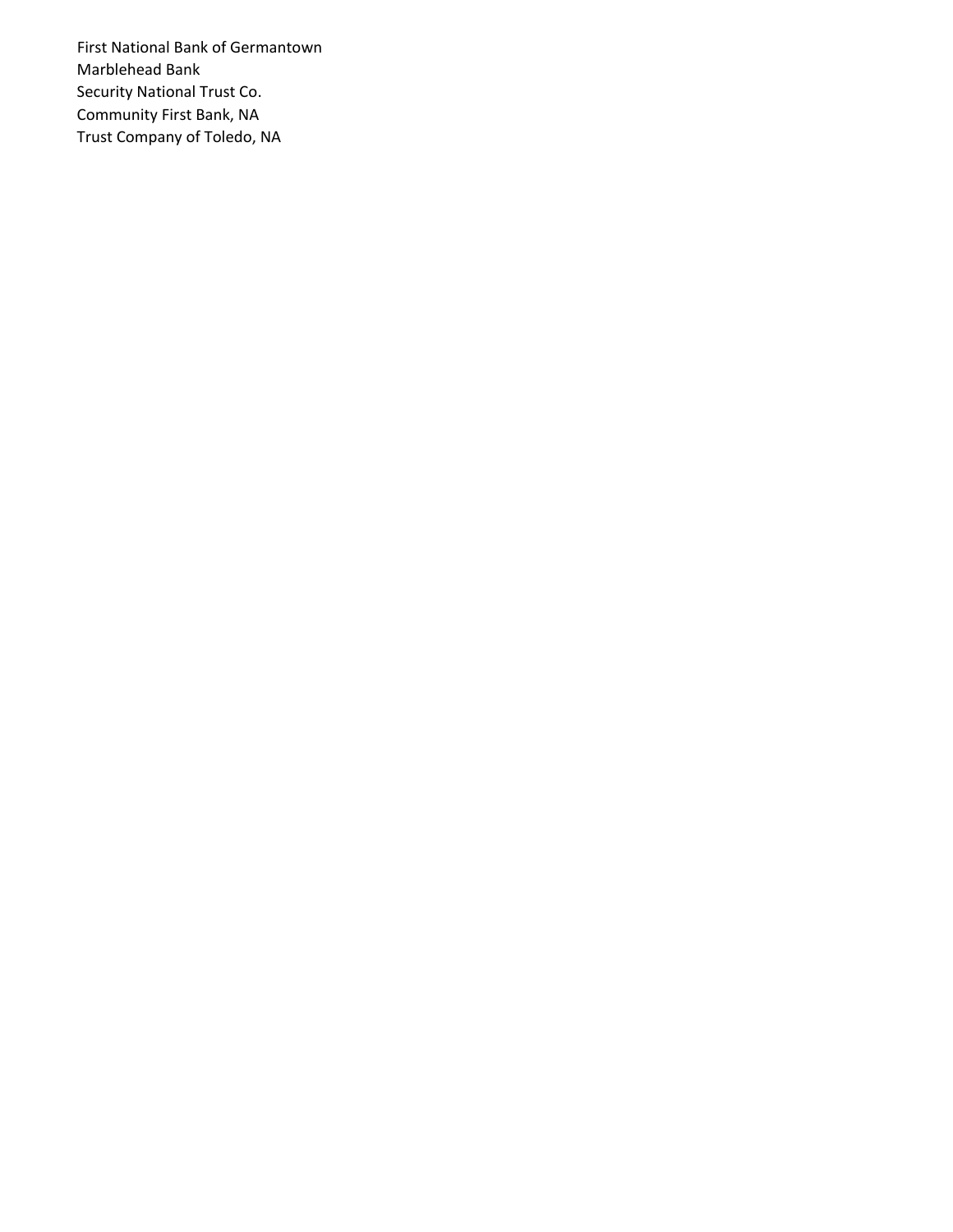First National Bank of Germantown
Marblehead Bank
Security National Trust Co.
Community First Bank, NA
Trust Company of Toledo, NA